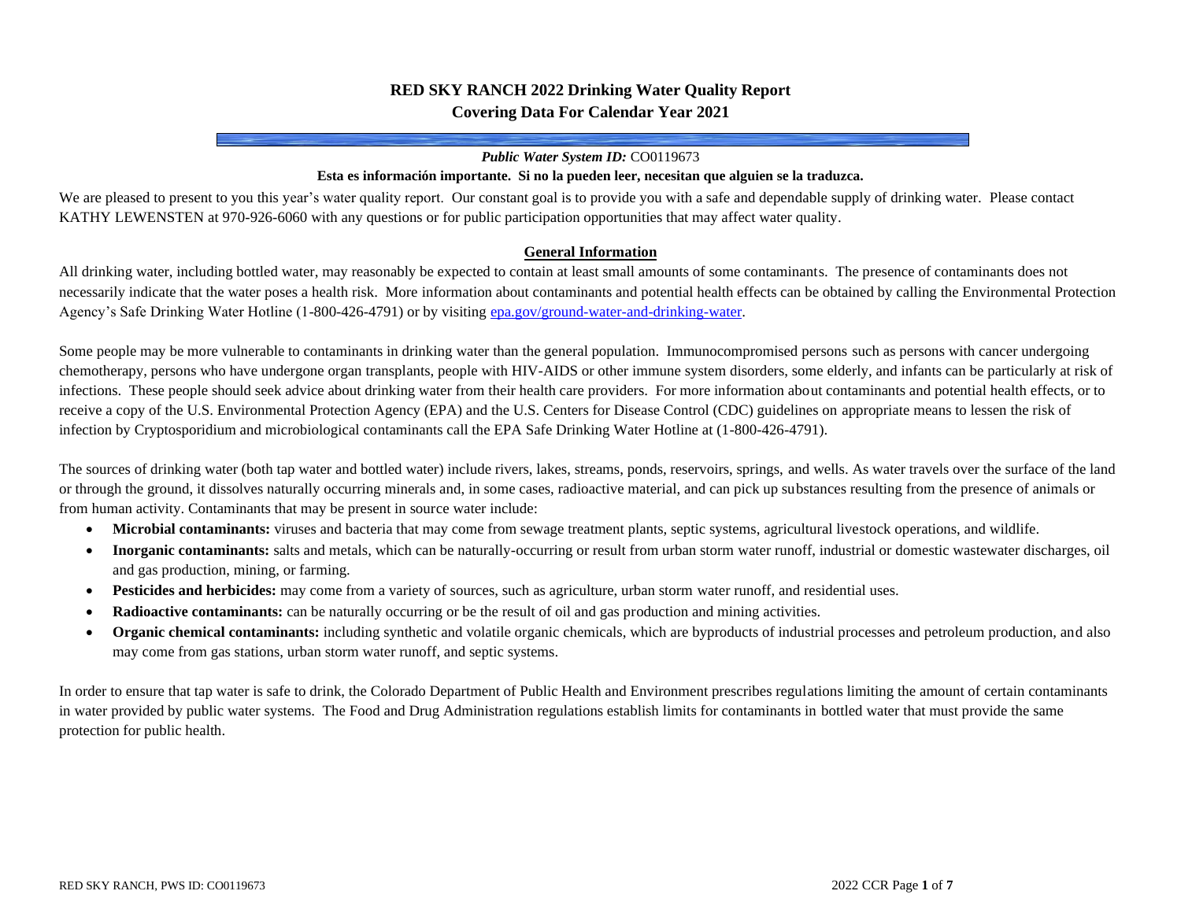# RED SKY RANCH 2022 Drinking Water Quality Report
## Covering Data For Calendar Year 2021

***Public Water System ID:*** CO0119673

**Esta es información importante. Si no la pueden leer, necesitan que alguien se la traduzca.**

We are pleased to present to you this year's water quality report. Our constant goal is to provide you with a safe and dependable supply of drinking water. Please contact KATHY LEWENSTEN at 970-926-6060 with any questions or for public participation opportunities that may affect water quality.

### General Information

All drinking water, including bottled water, may reasonably be expected to contain at least small amounts of some contaminants. The presence of contaminants does not necessarily indicate that the water poses a health risk. More information about contaminants and potential health effects can be obtained by calling the Environmental Protection Agency's Safe Drinking Water Hotline (1-800-426-4791) or by visiting epa.gov/ground-water-and-drinking-water.

Some people may be more vulnerable to contaminants in drinking water than the general population. Immunocompromised persons such as persons with cancer undergoing chemotherapy, persons who have undergone organ transplants, people with HIV-AIDS or other immune system disorders, some elderly, and infants can be particularly at risk of infections. These people should seek advice about drinking water from their health care providers. For more information about contaminants and potential health effects, or to receive a copy of the U.S. Environmental Protection Agency (EPA) and the U.S. Centers for Disease Control (CDC) guidelines on appropriate means to lessen the risk of infection by Cryptosporidium and microbiological contaminants call the EPA Safe Drinking Water Hotline at (1-800-426-4791).

The sources of drinking water (both tap water and bottled water) include rivers, lakes, streams, ponds, reservoirs, springs, and wells. As water travels over the surface of the land or through the ground, it dissolves naturally occurring minerals and, in some cases, radioactive material, and can pick up substances resulting from the presence of animals or from human activity. Contaminants that may be present in source water include:

- **Microbial contaminants:** viruses and bacteria that may come from sewage treatment plants, septic systems, agricultural livestock operations, and wildlife.
- **Inorganic contaminants:** salts and metals, which can be naturally-occurring or result from urban storm water runoff, industrial or domestic wastewater discharges, oil and gas production, mining, or farming.
- **Pesticides and herbicides:** may come from a variety of sources, such as agriculture, urban storm water runoff, and residential uses.
- **Radioactive contaminants:** can be naturally occurring or be the result of oil and gas production and mining activities.
- **Organic chemical contaminants:** including synthetic and volatile organic chemicals, which are byproducts of industrial processes and petroleum production, and also may come from gas stations, urban storm water runoff, and septic systems.

In order to ensure that tap water is safe to drink, the Colorado Department of Public Health and Environment prescribes regulations limiting the amount of certain contaminants in water provided by public water systems. The Food and Drug Administration regulations establish limits for contaminants in bottled water that must provide the same protection for public health.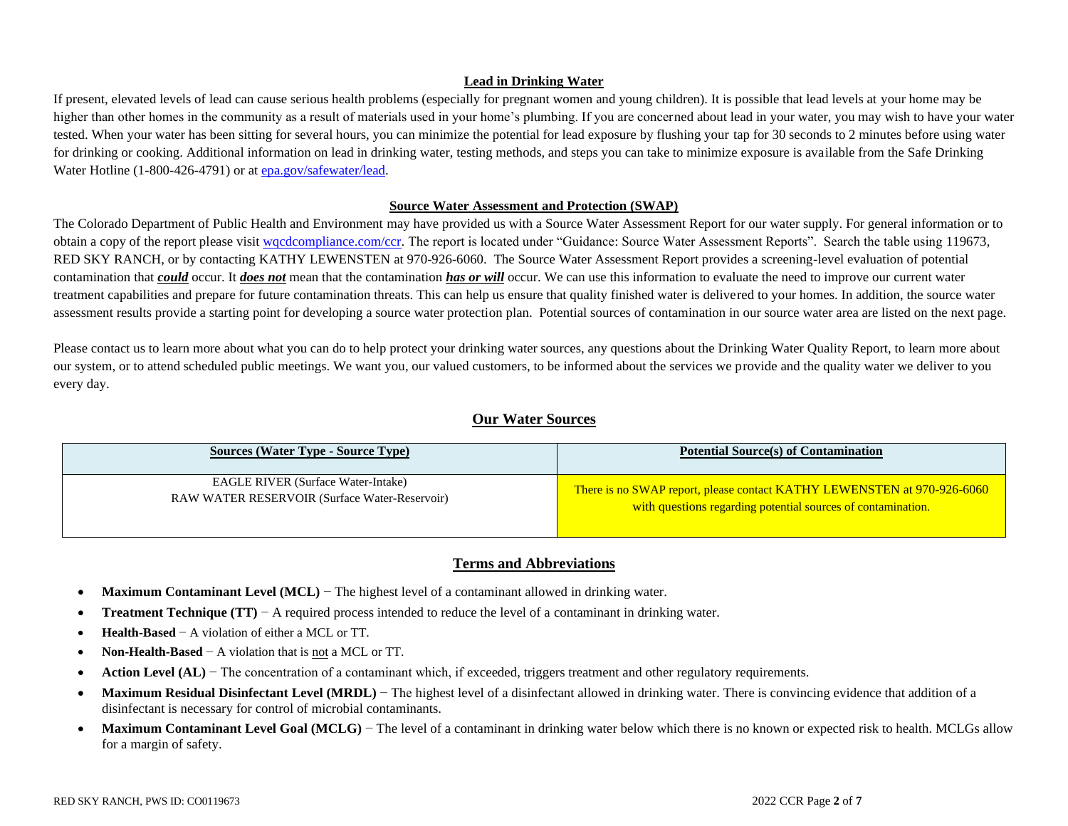## Lead in Drinking Water

If present, elevated levels of lead can cause serious health problems (especially for pregnant women and young children). It is possible that lead levels at your home may be higher than other homes in the community as a result of materials used in your home's plumbing. If you are concerned about lead in your water, you may wish to have your water tested. When your water has been sitting for several hours, you can minimize the potential for lead exposure by flushing your tap for 30 seconds to 2 minutes before using water for drinking or cooking. Additional information on lead in drinking water, testing methods, and steps you can take to minimize exposure is available from the Safe Drinking Water Hotline (1-800-426-4791) or at epa.gov/safewater/lead.

## Source Water Assessment and Protection (SWAP)

The Colorado Department of Public Health and Environment may have provided us with a Source Water Assessment Report for our water supply. For general information or to obtain a copy of the report please visit wqcdcompliance.com/ccr. The report is located under "Guidance: Source Water Assessment Reports". Search the table using 119673, RED SKY RANCH, or by contacting KATHY LEWENSTEN at 970-926-6060. The Source Water Assessment Report provides a screening-level evaluation of potential contamination that ***could*** occur. It ***does not*** mean that the contamination ***has or will*** occur. We can use this information to evaluate the need to improve our current water treatment capabilities and prepare for future contamination threats. This can help us ensure that quality finished water is delivered to your homes. In addition, the source water assessment results provide a starting point for developing a source water protection plan. Potential sources of contamination in our source water area are listed on the next page.

Please contact us to learn more about what you can do to help protect your drinking water sources, any questions about the Drinking Water Quality Report, to learn more about our system, or to attend scheduled public meetings. We want you, our valued customers, to be informed about the services we provide and the quality water we deliver to you every day.

## Our Water Sources

| Sources (Water Type - Source Type) | Potential Source(s) of Contamination |
|---|---|
| EAGLE RIVER (Surface Water-Intake)<br>RAW WATER RESERVOIR (Surface Water-Reservoir) | There is no SWAP report, please contact KATHY LEWENSTEN at 970-926-6060 with questions regarding potential sources of contamination. |

## Terms and Abbreviations

- **Maximum Contaminant Level (MCL)** − The highest level of a contaminant allowed in drinking water.
- **Treatment Technique (TT)** − A required process intended to reduce the level of a contaminant in drinking water.
- **Health-Based** − A violation of either a MCL or TT.
- **Non-Health-Based** − A violation that is not a MCL or TT.
- **Action Level (AL)** − The concentration of a contaminant which, if exceeded, triggers treatment and other regulatory requirements.
- **Maximum Residual Disinfectant Level (MRDL)** − The highest level of a disinfectant allowed in drinking water. There is convincing evidence that addition of a disinfectant is necessary for control of microbial contaminants.
- **Maximum Contaminant Level Goal (MCLG)** − The level of a contaminant in drinking water below which there is no known or expected risk to health. MCLGs allow for a margin of safety.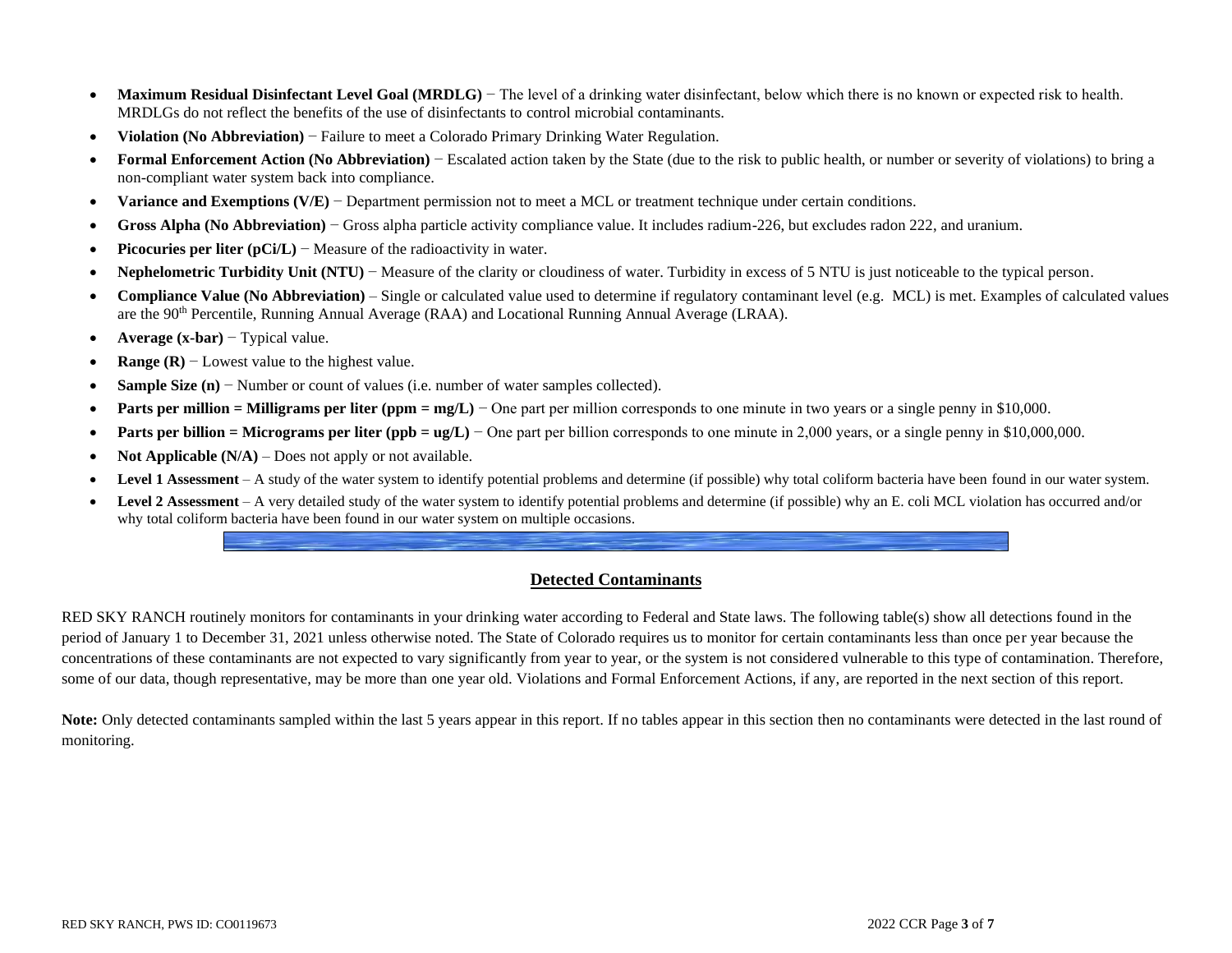- **Maximum Residual Disinfectant Level Goal (MRDLG)** − The level of a drinking water disinfectant, below which there is no known or expected risk to health. MRDLGs do not reflect the benefits of the use of disinfectants to control microbial contaminants.
- **Violation (No Abbreviation)** − Failure to meet a Colorado Primary Drinking Water Regulation.
- **Formal Enforcement Action (No Abbreviation)** − Escalated action taken by the State (due to the risk to public health, or number or severity of violations) to bring a non-compliant water system back into compliance.
- **Variance and Exemptions (V/E)** − Department permission not to meet a MCL or treatment technique under certain conditions.
- **Gross Alpha (No Abbreviation)** − Gross alpha particle activity compliance value. It includes radium-226, but excludes radon 222, and uranium.
- **Picocuries per liter (pCi/L)** − Measure of the radioactivity in water.
- **Nephelometric Turbidity Unit (NTU)** − Measure of the clarity or cloudiness of water. Turbidity in excess of 5 NTU is just noticeable to the typical person.
- **Compliance Value (No Abbreviation)** – Single or calculated value used to determine if regulatory contaminant level (e.g. MCL) is met. Examples of calculated values are the 90th Percentile, Running Annual Average (RAA) and Locational Running Annual Average (LRAA).
- **Average (x-bar)** − Typical value.
- **Range (R)** − Lowest value to the highest value.
- **Sample Size (n)** − Number or count of values (i.e. number of water samples collected).
- **Parts per million = Milligrams per liter (ppm = mg/L)** − One part per million corresponds to one minute in two years or a single penny in $10,000.
- **Parts per billion = Micrograms per liter (ppb = ug/L)** − One part per billion corresponds to one minute in 2,000 years, or a single penny in $10,000,000.
- **Not Applicable (N/A)** – Does not apply or not available.
- **Level 1 Assessment** – A study of the water system to identify potential problems and determine (if possible) why total coliform bacteria have been found in our water system.
- **Level 2 Assessment** – A very detailed study of the water system to identify potential problems and determine (if possible) why an E. coli MCL violation has occurred and/or why total coliform bacteria have been found in our water system on multiple occasions.

## Detected Contaminants

RED SKY RANCH routinely monitors for contaminants in your drinking water according to Federal and State laws. The following table(s) show all detections found in the period of January 1 to December 31, 2021 unless otherwise noted. The State of Colorado requires us to monitor for certain contaminants less than once per year because the concentrations of these contaminants are not expected to vary significantly from year to year, or the system is not considered vulnerable to this type of contamination. Therefore, some of our data, though representative, may be more than one year old. Violations and Formal Enforcement Actions, if any, are reported in the next section of this report.

**Note:** Only detected contaminants sampled within the last 5 years appear in this report. If no tables appear in this section then no contaminants were detected in the last round of monitoring.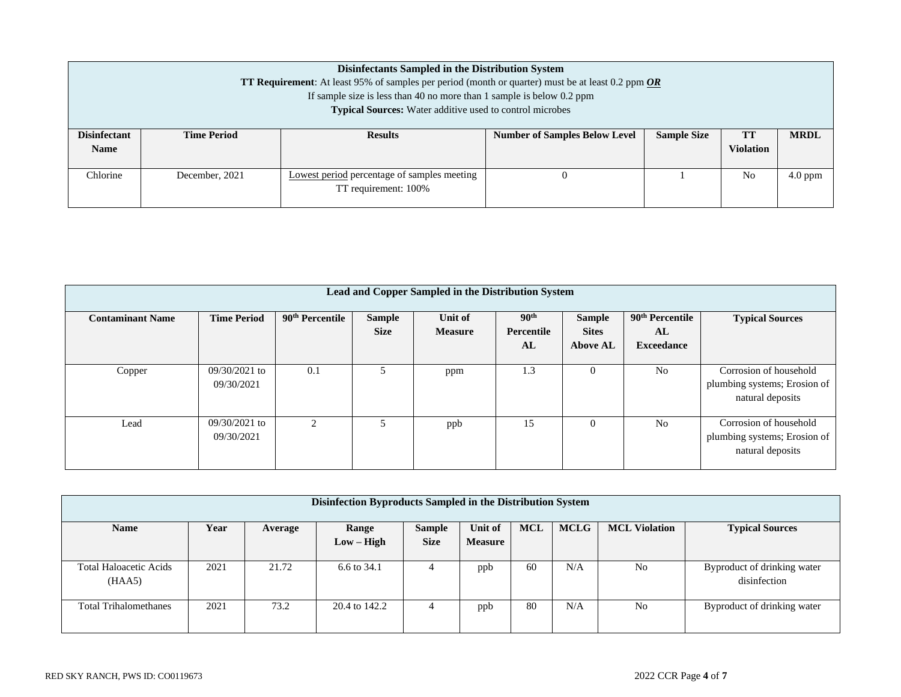| **Disinfectants Sampled in the Distribution System**<br>**TT Requirement**: At least 95% of samples per period (month or quarter) must be at least 0.2 ppm ***OR***<br>If sample size is less than 40 no more than 1 sample is below 0.2 ppm<br>**Typical Sources:** Water additive used to control microbes | | | | | | |
|---|---|---|---|---|---|---|
| **Disinfectant Name** | **Time Period** | **Results** | **Number of Samples Below Level** | **Sample Size** | **TT Violation** | **MRDL** |
| Chlorine | December, 2021 | Lowest period percentage of samples meeting TT requirement: 100% | 0 | 1 | No | 4.0 ppm |

| **Lead and Copper Sampled in the Distribution System** | | | | | | | | |
|---|---|---|---|---|---|---|---|---|
| **Contaminant Name** | **Time Period** | **90th Percentile** | **Sample Size** | **Unit of Measure** | **90th Percentile AL** | **Sample Sites Above AL** | **90th Percentile AL Exceedance** | **Typical Sources** |
| Copper | 09/30/2021 to 09/30/2021 | 0.1 | 5 | ppm | 1.3 | 0 | No | Corrosion of household plumbing systems; Erosion of natural deposits |
| Lead | 09/30/2021 to 09/30/2021 | 2 | 5 | ppb | 15 | 0 | No | Corrosion of household plumbing systems; Erosion of natural deposits |

| **Disinfection Byproducts Sampled in the Distribution System** | | | | | | | | | |
|---|---|---|---|---|---|---|---|---|---|
| **Name** | **Year** | **Average** | **Range Low – High** | **Sample Size** | **Unit of Measure** | **MCL** | **MCLG** | **MCL Violation** | **Typical Sources** |
| Total Haloacetic Acids (HAA5) | 2021 | 21.72 | 6.6 to 34.1 | 4 | ppb | 60 | N/A | No | Byproduct of drinking water disinfection |
| Total Trihalomethanes | 2021 | 73.2 | 20.4 to 142.2 | 4 | ppb | 80 | N/A | No | Byproduct of drinking water |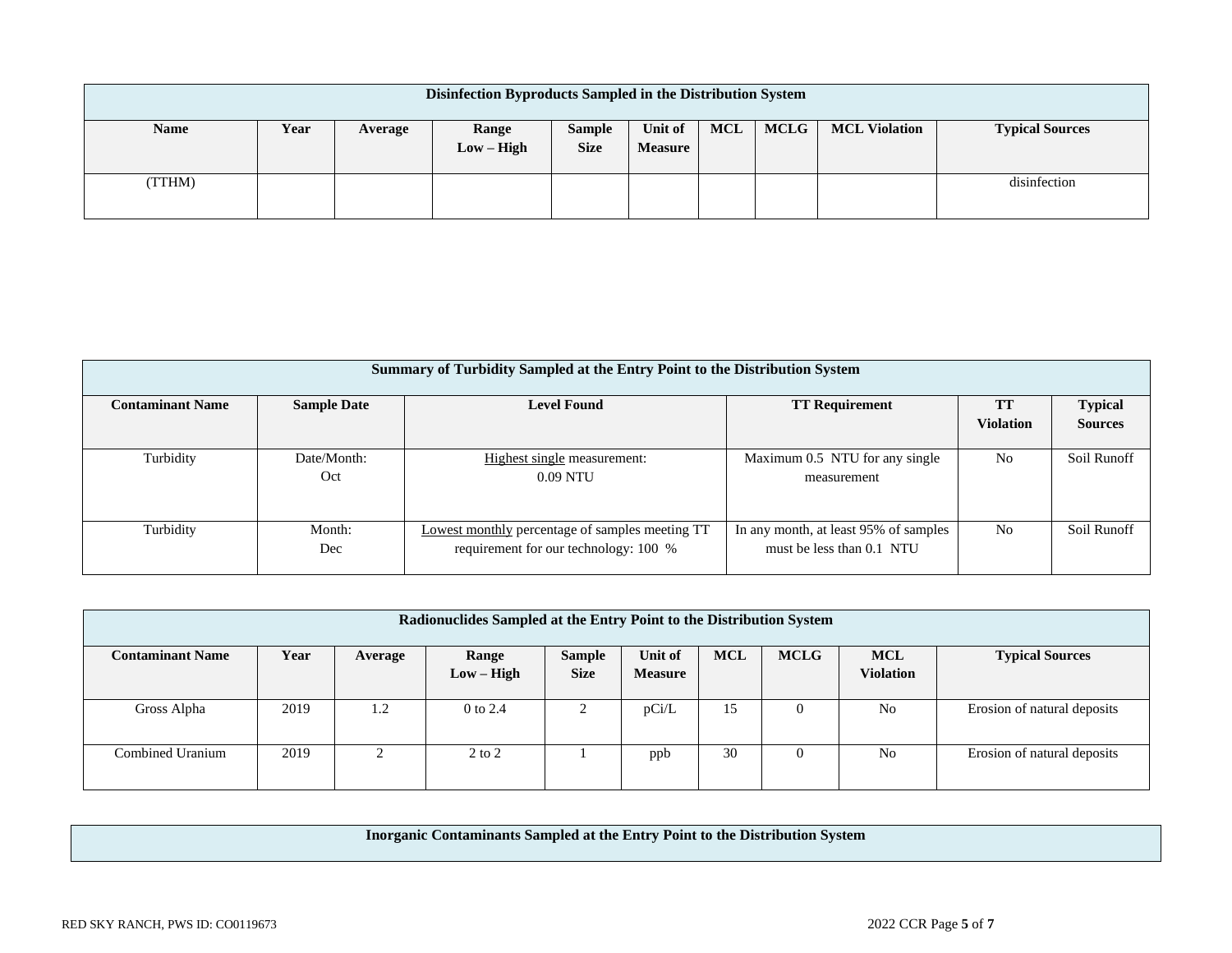| Disinfection Byproducts Sampled in the Distribution System | | | | | | | | | |
|---|---|---|---|---|---|---|---|---|---|
| **Name** | **Year** | **Average** | **Range Low – High** | **Sample Size** | **Unit of Measure** | **MCL** | **MCLG** | **MCL Violation** | **Typical Sources** |
| (TTHM) | | | | | | | | | disinfection |

| Summary of Turbidity Sampled at the Entry Point to the Distribution System | | | | | |
|---|---|---|---|---|---|
| **Contaminant Name** | **Sample Date** | **Level Found** | **TT Requirement** | **TT Violation** | **Typical Sources** |
| Turbidity | Date/Month: Oct | Highest single measurement: 0.09 NTU | Maximum 0.5 NTU for any single measurement | No | Soil Runoff |
| Turbidity | Month: Dec | Lowest monthly percentage of samples meeting TT requirement for our technology: 100 % | In any month, at least 95% of samples must be less than 0.1 NTU | No | Soil Runoff |

| Radionuclides Sampled at the Entry Point to the Distribution System | | | | | | | | | |
|---|---|---|---|---|---|---|---|---|---|
| **Contaminant Name** | **Year** | **Average** | **Range Low – High** | **Sample Size** | **Unit of Measure** | **MCL** | **MCLG** | **MCL Violation** | **Typical Sources** |
| Gross Alpha | 2019 | 1.2 | 0 to 2.4 | 2 | pCi/L | 15 | 0 | No | Erosion of natural deposits |
| Combined Uranium | 2019 | 2 | 2 to 2 | 1 | ppb | 30 | 0 | No | Erosion of natural deposits |

| Inorganic Contaminants Sampled at the Entry Point to the Distribution System |
|---|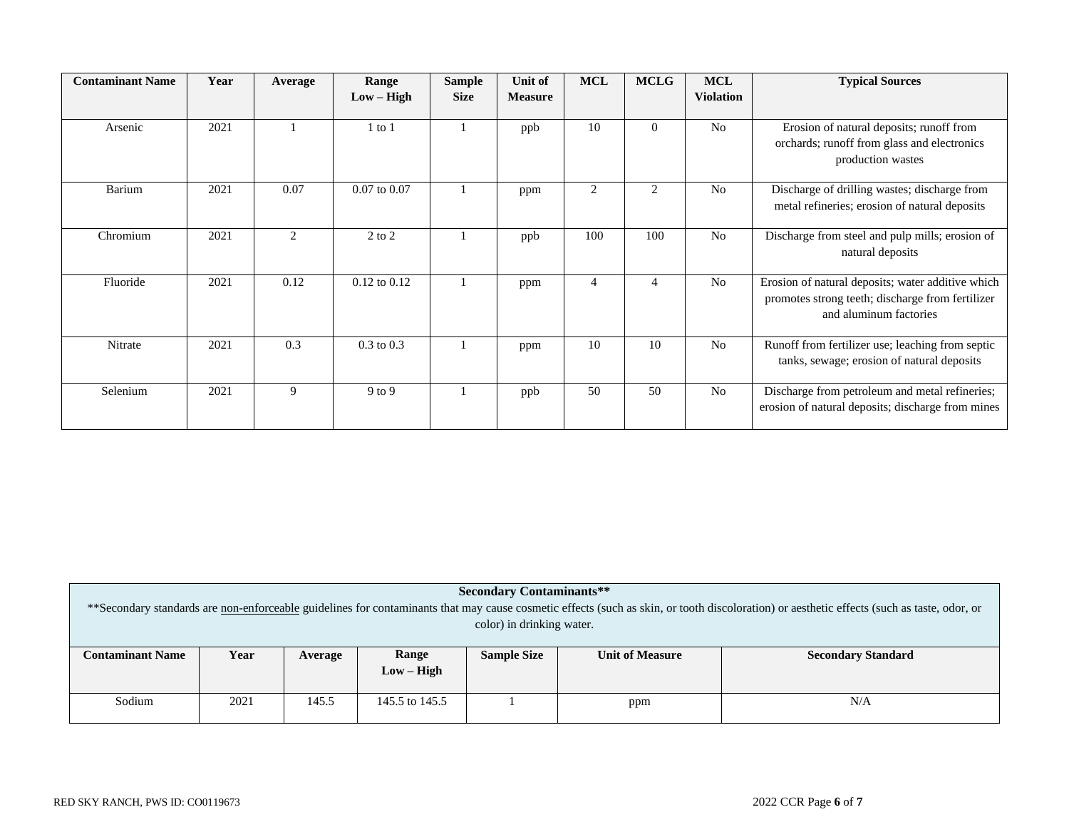| Contaminant Name | Year | Average | Range Low – High | Sample Size | Unit of Measure | MCL | MCLG | MCL Violation | Typical Sources |
|---|---|---|---|---|---|---|---|---|---|
| Arsenic | 2021 | 1 | 1 to 1 | 1 | ppb | 10 | 0 | No | Erosion of natural deposits; runoff from orchards; runoff from glass and electronics production wastes |
| Barium | 2021 | 0.07 | 0.07 to 0.07 | 1 | ppm | 2 | 2 | No | Discharge of drilling wastes; discharge from metal refineries; erosion of natural deposits |
| Chromium | 2021 | 2 | 2 to 2 | 1 | ppb | 100 | 100 | No | Discharge from steel and pulp mills; erosion of natural deposits |
| Fluoride | 2021 | 0.12 | 0.12 to 0.12 | 1 | ppm | 4 | 4 | No | Erosion of natural deposits; water additive which promotes strong teeth; discharge from fertilizer and aluminum factories |
| Nitrate | 2021 | 0.3 | 0.3 to 0.3 | 1 | ppm | 10 | 10 | No | Runoff from fertilizer use; leaching from septic tanks, sewage; erosion of natural deposits |
| Selenium | 2021 | 9 | 9 to 9 | 1 | ppb | 50 | 50 | No | Discharge from petroleum and metal refineries; erosion of natural deposits; discharge from mines |

**Secondary Contaminants****

**Secondary standards are non-enforceable guidelines for contaminants that may cause cosmetic effects (such as skin, or tooth discoloration) or aesthetic effects (such as taste, odor, or color) in drinking water.

| Contaminant Name | Year | Average | Range Low – High | Sample Size | Unit of Measure | Secondary Standard |
|---|---|---|---|---|---|---|
| Sodium | 2021 | 145.5 | 145.5 to 145.5 | 1 | ppm | N/A |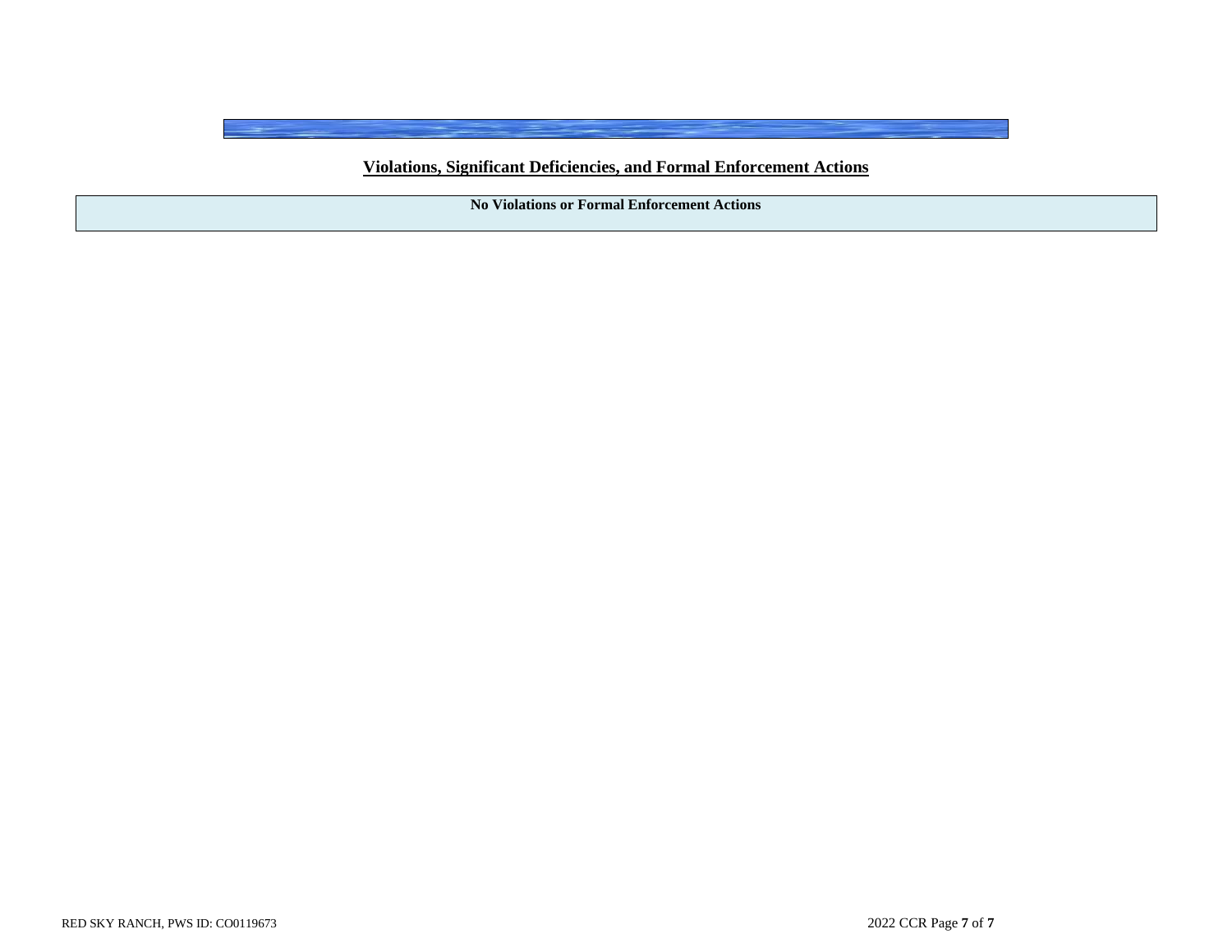## Violations, Significant Deficiencies, and Formal Enforcement Actions

| No Violations or Formal Enforcement Actions |
| --- |